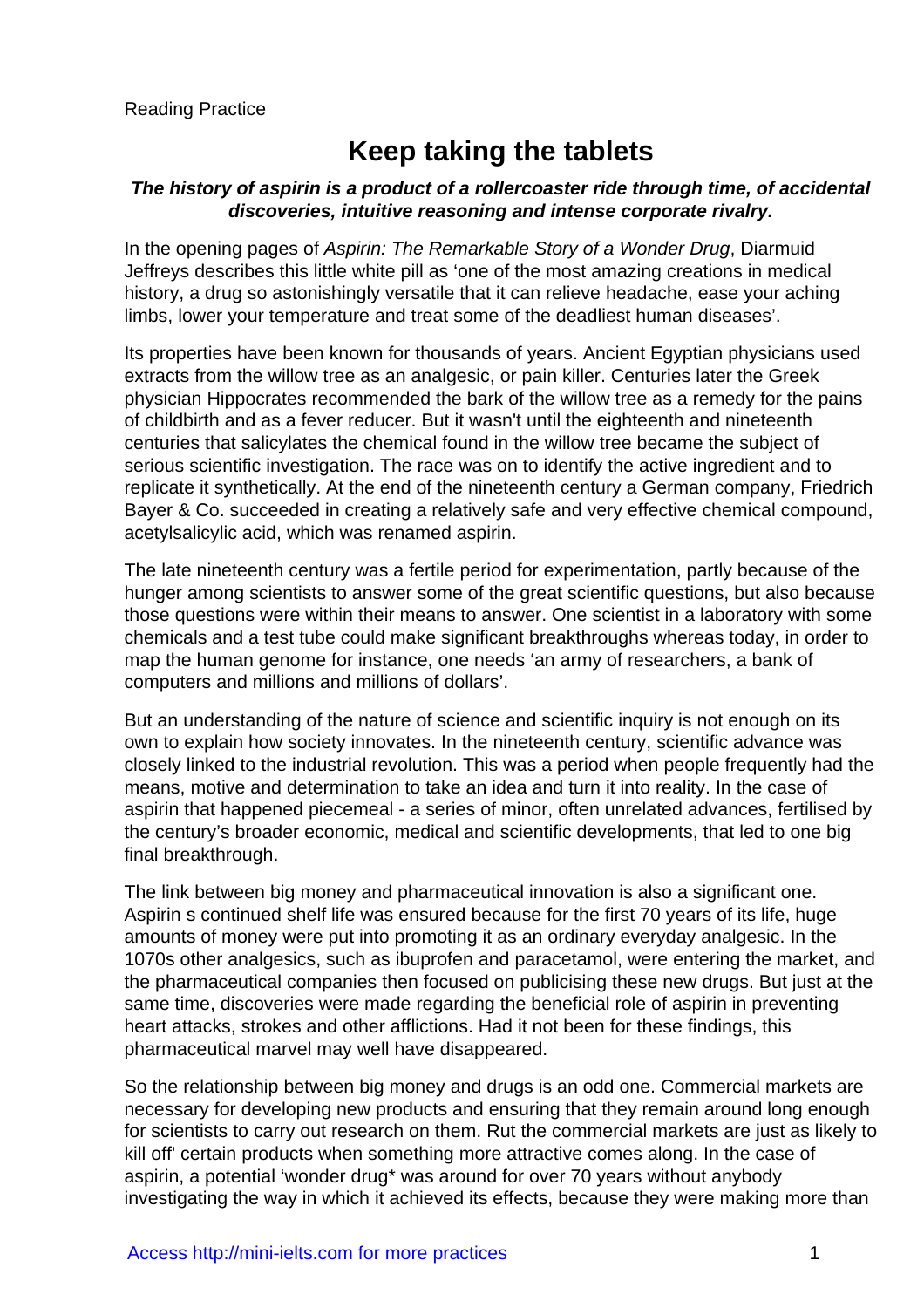Reading Practice

# Keep taking the tablets

***The history of aspirin is a product of a rollercoaster ride through time, of accidental discoveries, intuitive reasoning and intense corporate rivalry.***

In the opening pages of *Aspirin: The Remarkable Story of a Wonder Drug*, Diarmuid Jeffreys describes this little white pill as 'one of the most amazing creations in medical history, a drug so astonishingly versatile that it can relieve headache, ease your aching limbs, lower your temperature and treat some of the deadliest human diseases'.

Its properties have been known for thousands of years. Ancient Egyptian physicians used extracts from the willow tree as an analgesic, or pain killer. Centuries later the Greek physician Hippocrates recommended the bark of the willow tree as a remedy for the pains of childbirth and as a fever reducer. But it wasn't until the eighteenth and nineteenth centuries that salicylates the chemical found in the willow tree became the subject of serious scientific investigation. The race was on to identify the active ingredient and to replicate it synthetically. At the end of the nineteenth century a German company, Friedrich Bayer & Co. succeeded in creating a relatively safe and very effective chemical compound, acetylsalicylic acid, which was renamed aspirin.

The late nineteenth century was a fertile period for experimentation, partly because of the hunger among scientists to answer some of the great scientific questions, but also because those questions were within their means to answer. One scientist in a laboratory with some chemicals and a test tube could make significant breakthroughs whereas today, in order to map the human genome for instance, one needs 'an army of researchers, a bank of computers and millions and millions of dollars'.

But an understanding of the nature of science and scientific inquiry is not enough on its own to explain how society innovates. In the nineteenth century, scientific advance was closely linked to the industrial revolution. This was a period when people frequently had the means, motive and determination to take an idea and turn it into reality. In the case of aspirin that happened piecemeal - a series of minor, often unrelated advances, fertilised by the century's broader economic, medical and scientific developments, that led to one big final breakthrough.

The link between big money and pharmaceutical innovation is also a significant one. Aspirin s continued shelf life was ensured because for the first 70 years of its life, huge amounts of money were put into promoting it as an ordinary everyday analgesic. In the 1070s other analgesics, such as ibuprofen and paracetamol, were entering the market, and the pharmaceutical companies then focused on publicising these new drugs. But just at the same time, discoveries were made regarding the beneficial role of aspirin in preventing heart attacks, strokes and other afflictions. Had it not been for these findings, this pharmaceutical marvel may well have disappeared.

So the relationship between big money and drugs is an odd one. Commercial markets are necessary for developing new products and ensuring that they remain around long enough for scientists to carry out research on them. Rut the commercial markets are just as likely to kill off' certain products when something more attractive comes along. In the case of aspirin, a potential 'wonder drug* was around for over 70 years without anybody investigating the way in which it achieved its effects, because they were making more than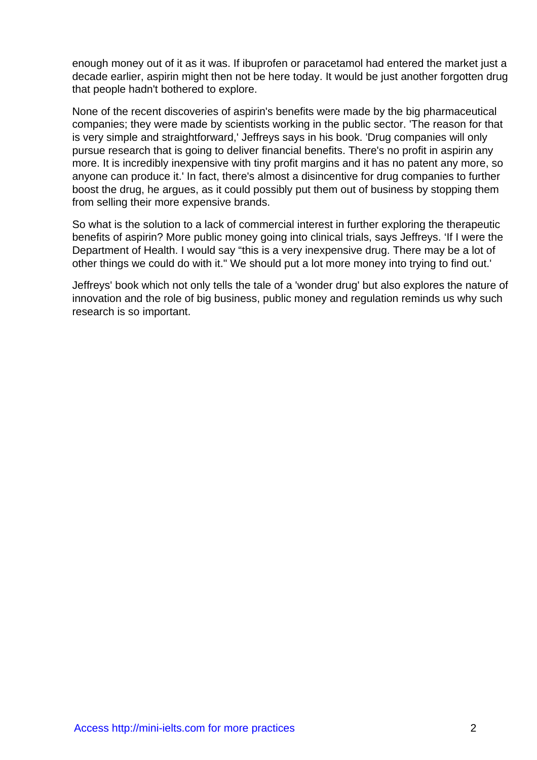enough money out of it as it was. If ibuprofen or paracetamol had entered the market just a decade earlier, aspirin might then not be here today. It would be just another forgotten drug that people hadn't bothered to explore.

None of the recent discoveries of aspirin's benefits were made by the big pharmaceutical companies; they were made by scientists working in the public sector. 'The reason for that is very simple and straightforward,' Jeffreys says in his book. 'Drug companies will only pursue research that is going to deliver financial benefits. There's no profit in aspirin any more. It is incredibly inexpensive with tiny profit margins and it has no patent any more, so anyone can produce it.' In fact, there's almost a disincentive for drug companies to further boost the drug, he argues, as it could possibly put them out of business by stopping them from selling their more expensive brands.

So what is the solution to a lack of commercial interest in further exploring the therapeutic benefits of aspirin? More public money going into clinical trials, says Jeffreys. 'If I were the Department of Health. I would say "this is a very inexpensive drug. There may be a lot of other things we could do with it." We should put a lot more money into trying to find out.'

Jeffreys' book which not only tells the tale of a 'wonder drug' but also explores the nature of innovation and the role of big business, public money and regulation reminds us why such research is so important.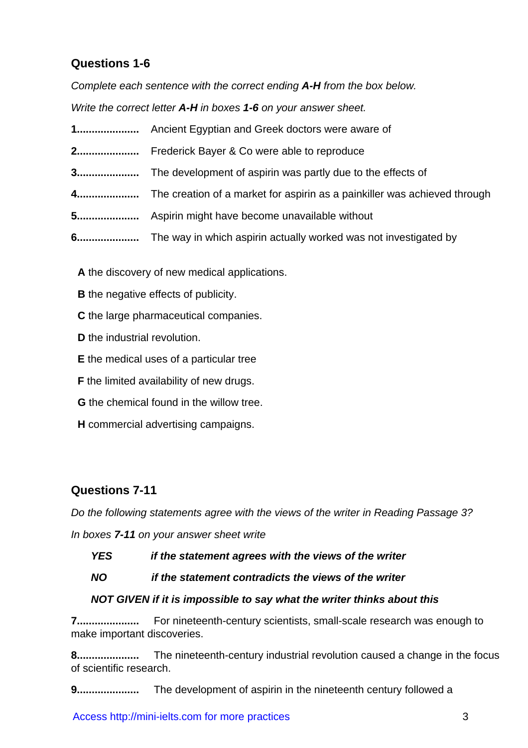### Questions 1-6

*Complete each sentence with the correct ending **A-H** from the box below.*

*Write the correct letter **A-H** in boxes **1-6** on your answer sheet.*

**1.....................** Ancient Egyptian and Greek doctors were aware of

**2.....................** Frederick Bayer & Co were able to reproduce

**3.....................** The development of aspirin was partly due to the effects of

**4.....................** The creation of a market for aspirin as a painkiller was achieved through

**5.....................** Aspirin might have become unavailable without

**6.....................** The way in which aspirin actually worked was not investigated by

**A** the discovery of new medical applications.

**B** the negative effects of publicity.

**C** the large pharmaceutical companies.

**D** the industrial revolution.

**E** the medical uses of a particular tree

**F** the limited availability of new drugs.

**G** the chemical found in the willow tree.

**H** commercial advertising campaigns.

### Questions 7-11

*Do the following statements agree with the views of the writer in Reading Passage 3?*

*In boxes **7-11** on your answer sheet write*

***YES*** ***if the statement agrees with the views of the writer***

***NO*** ***if the statement contradicts the views of the writer***

***NOT GIVEN if it is impossible to say what the writer thinks about this***

**7.....................** For nineteenth-century scientists, small-scale research was enough to make important discoveries.

**8.....................** The nineteenth-century industrial revolution caused a change in the focus of scientific research.

**9.....................** The development of aspirin in the nineteenth century followed a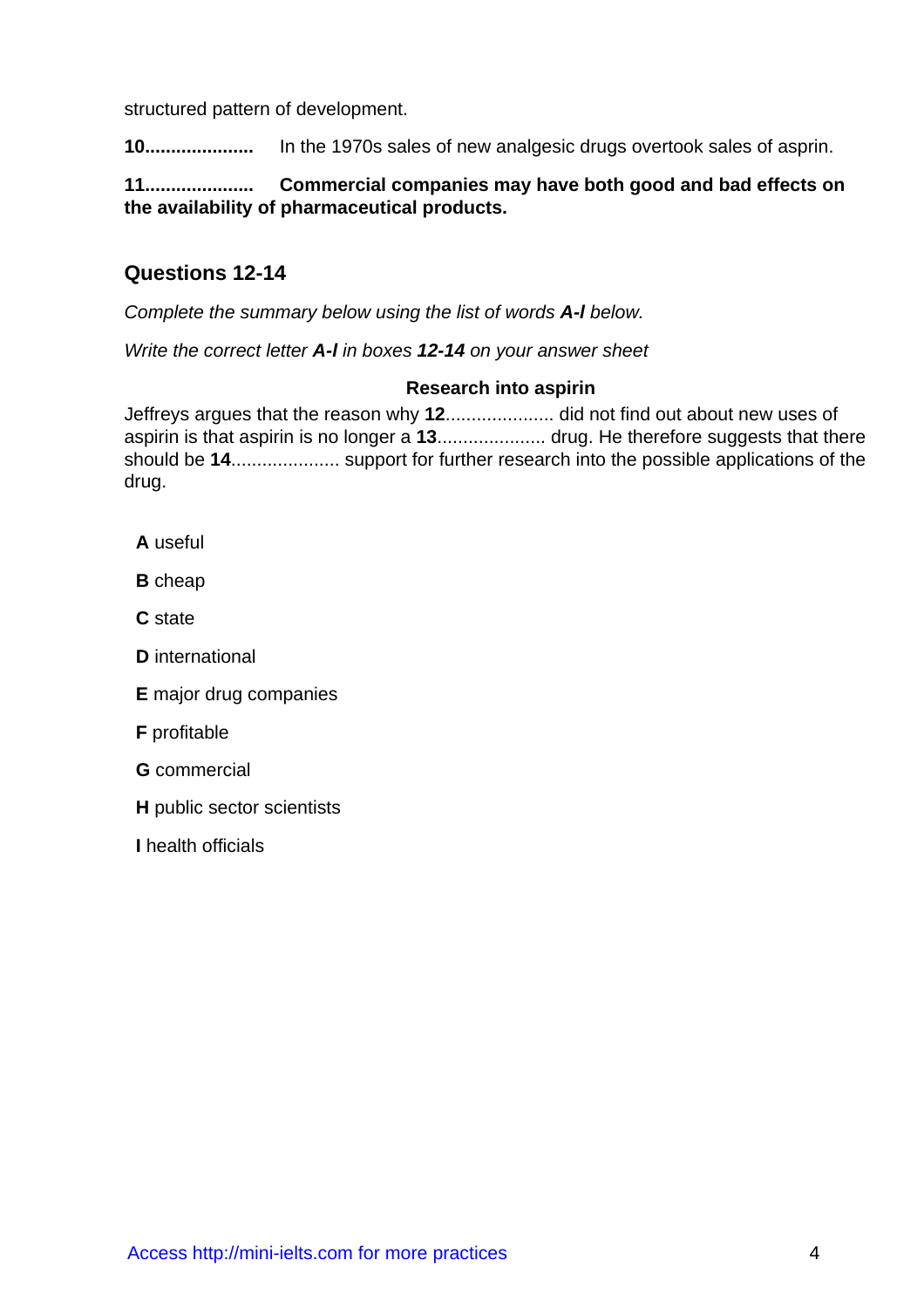structured pattern of development.

**10....................** In the 1970s sales of new analgesic drugs overtook sales of asprin.

**11.................... Commercial companies may have both good and bad effects on the availability of pharmaceutical products.**

## Questions 12-14

*Complete the summary below using the list of words* ***A-I*** *below.*

*Write the correct letter* ***A-I*** *in boxes* ***12-14*** *on your answer sheet*

**Research into aspirin**

Jeffreys argues that the reason why **12**.................... did not find out about new uses of aspirin is that aspirin is no longer a **13**.................... drug. He therefore suggests that there should be **14**.................... support for further research into the possible applications of the drug.

**A** useful

**B** cheap

**C** state

**D** international

**E** major drug companies

**F** profitable

**G** commercial

**H** public sector scientists

**I** health officials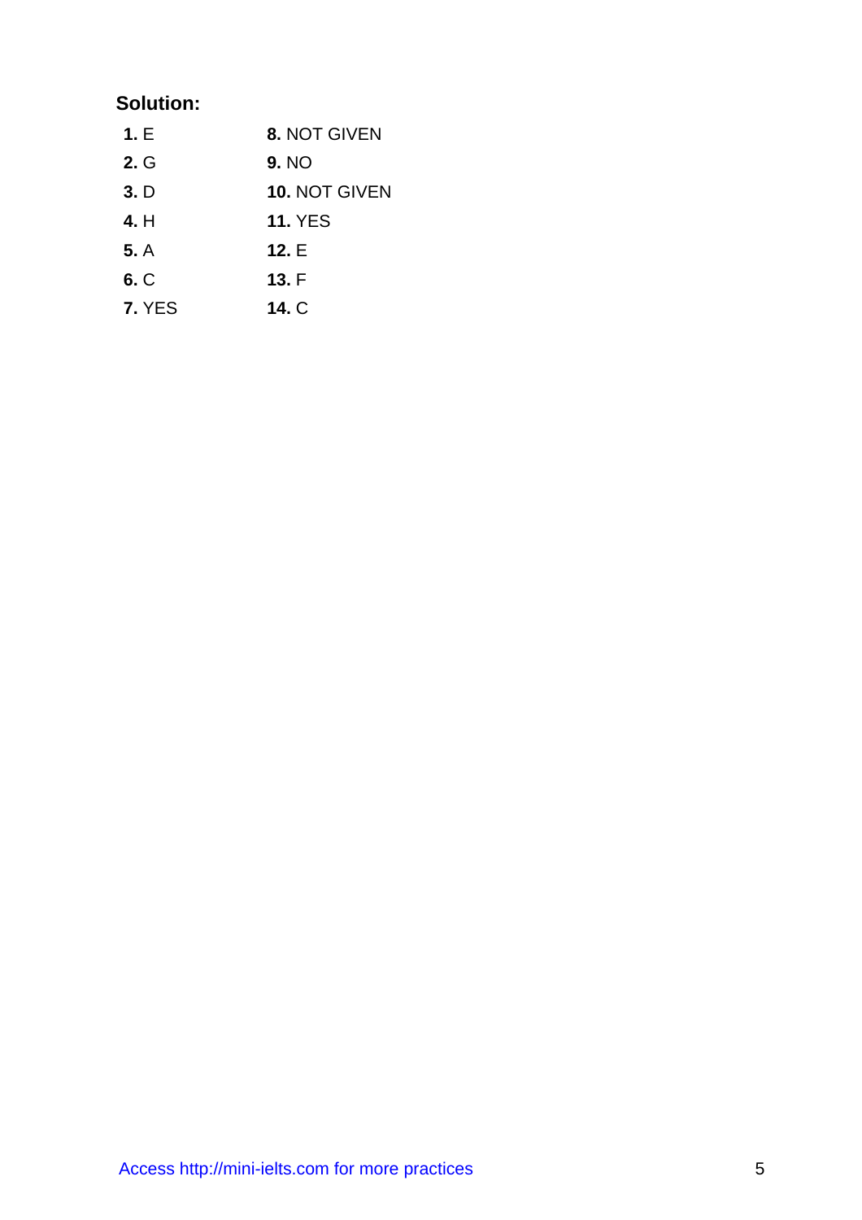**Solution:**

**1.** E
**2.** G
**3.** D
**4.** H
**5.** A
**6.** C
**7.** YES
**8.** NOT GIVEN
**9.** NO
**10.** NOT GIVEN
**11.** YES
**12.** E
**13.** F
**14.** C

Access http://mini-ielts.com for more practices